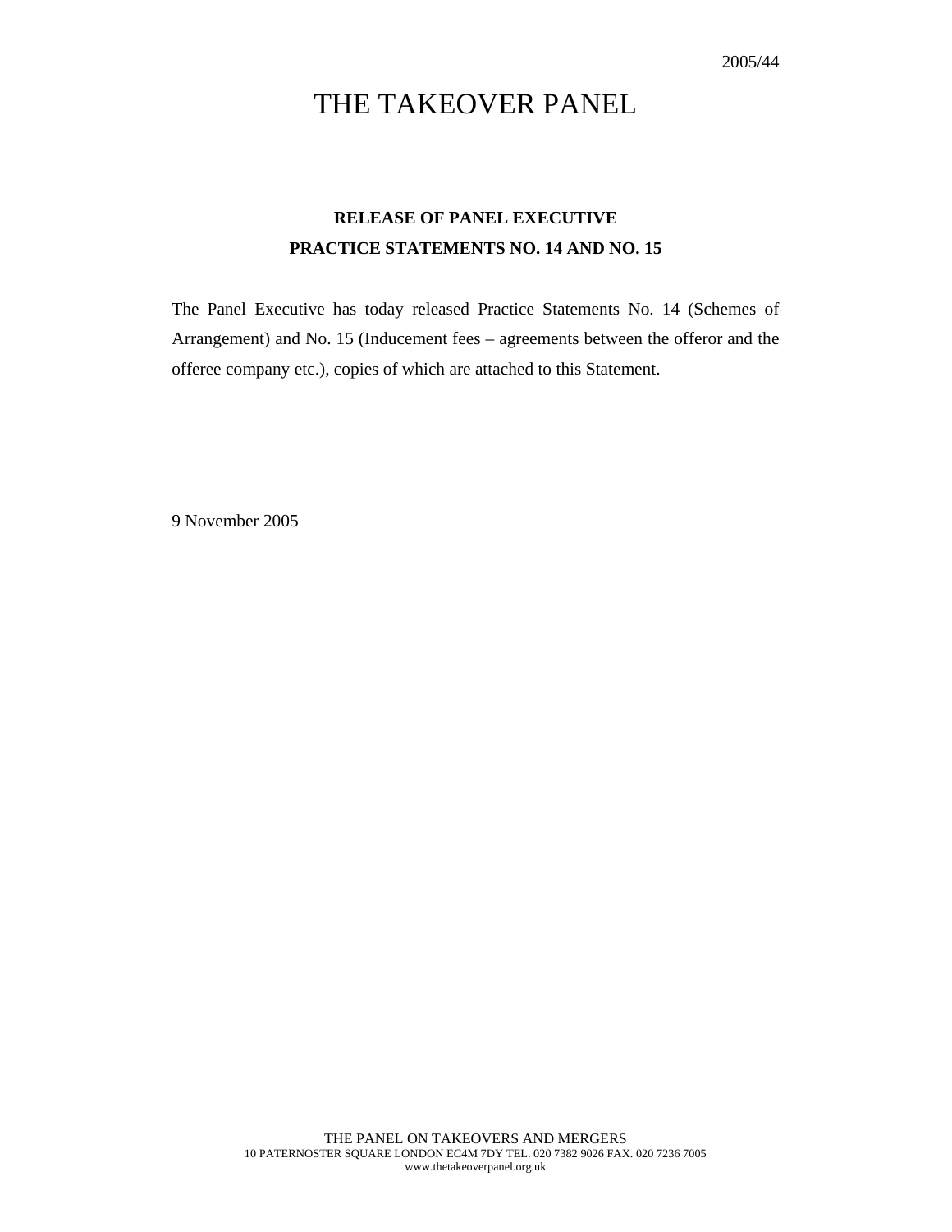2005/44

# THE TAKEOVER PANEL

## RELEASE OF PANEL EXECUTIVE PRACTICE STATEMENTS NO. 14 AND NO. 15

The Panel Executive has today released Practice Statements No. 14 (Schemes of Arrangement) and No. 15 (Inducement fees – agreements between the offeror and the offeree company etc.), copies of which are attached to this Statement.

9 November 2005

THE PANEL ON TAKEOVERS AND MERGERS
10 PATERNOSTER SQUARE LONDON EC4M 7DY TEL. 020 7382 9026 FAX. 020 7236 7005
www.thetakeoverpanel.org.uk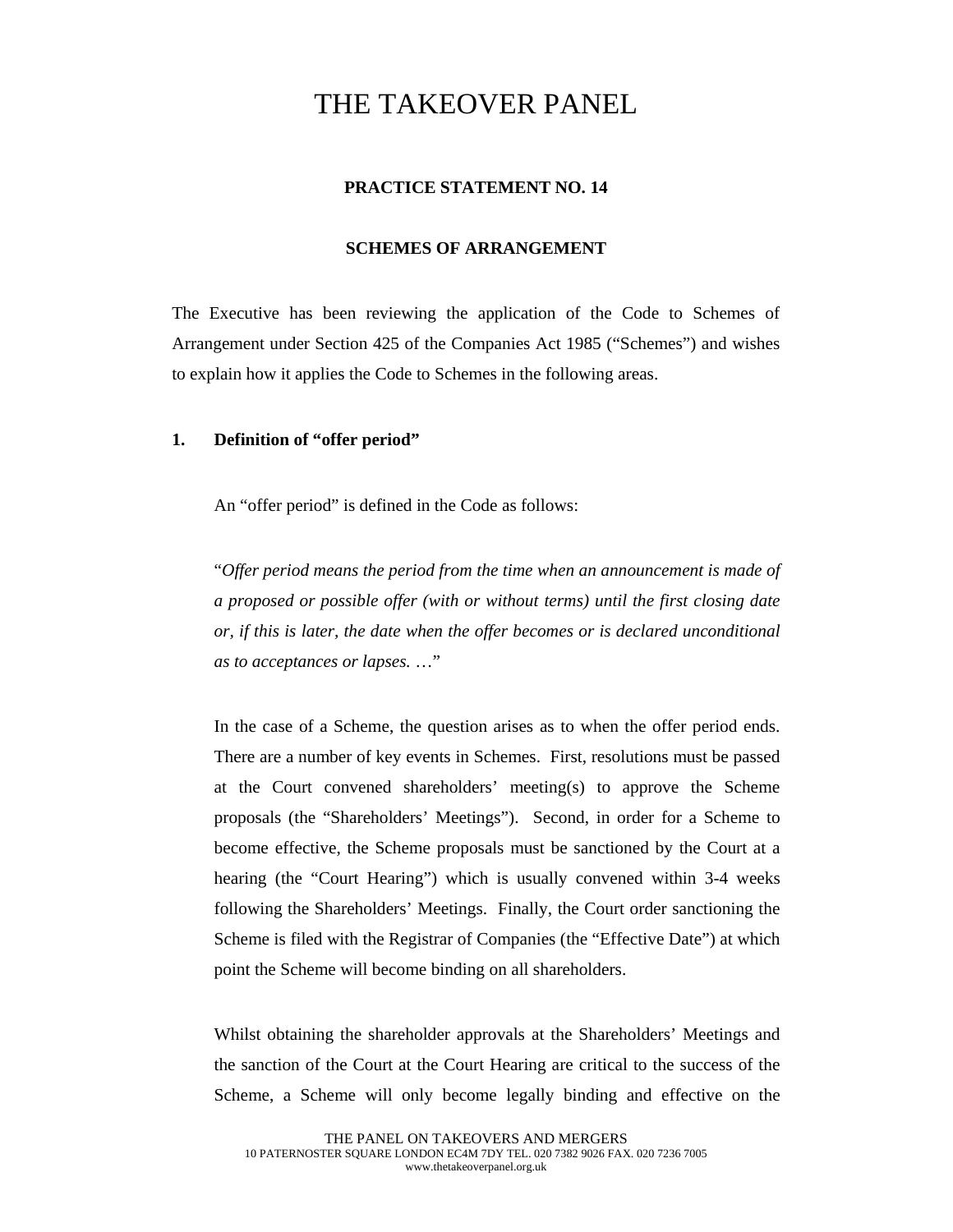# THE TAKEOVER PANEL

**PRACTICE STATEMENT NO. 14**

**SCHEMES OF ARRANGEMENT**

The Executive has been reviewing the application of the Code to Schemes of Arrangement under Section 425 of the Companies Act 1985 ("Schemes") and wishes to explain how it applies the Code to Schemes in the following areas.

## 1. Definition of "offer period"

An "offer period" is defined in the Code as follows:

"*Offer period means the period from the time when an announcement is made of a proposed or possible offer (with or without terms) until the first closing date or, if this is later, the date when the offer becomes or is declared unconditional as to acceptances or lapses. …*"

In the case of a Scheme, the question arises as to when the offer period ends. There are a number of key events in Schemes. First, resolutions must be passed at the Court convened shareholders' meeting(s) to approve the Scheme proposals (the "Shareholders' Meetings"). Second, in order for a Scheme to become effective, the Scheme proposals must be sanctioned by the Court at a hearing (the "Court Hearing") which is usually convened within 3-4 weeks following the Shareholders' Meetings. Finally, the Court order sanctioning the Scheme is filed with the Registrar of Companies (the "Effective Date") at which point the Scheme will become binding on all shareholders.

Whilst obtaining the shareholder approvals at the Shareholders' Meetings and the sanction of the Court at the Court Hearing are critical to the success of the Scheme, a Scheme will only become legally binding and effective on the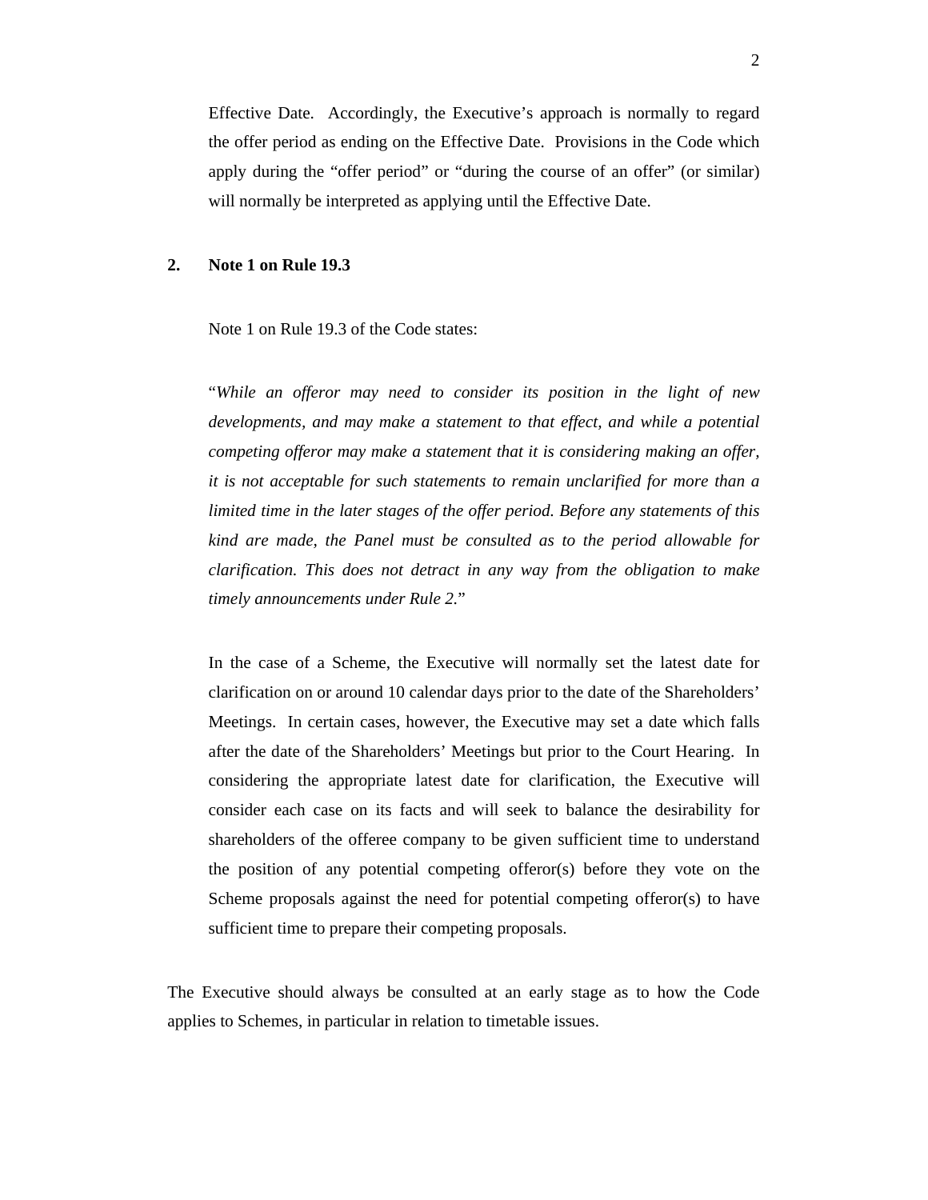Effective Date. Accordingly, the Executive's approach is normally to regard the offer period as ending on the Effective Date. Provisions in the Code which apply during the "offer period" or "during the course of an offer" (or similar) will normally be interpreted as applying until the Effective Date.

## 2. Note 1 on Rule 19.3

Note 1 on Rule 19.3 of the Code states:

"*While an offeror may need to consider its position in the light of new developments, and may make a statement to that effect, and while a potential competing offeror may make a statement that it is considering making an offer, it is not acceptable for such statements to remain unclarified for more than a limited time in the later stages of the offer period. Before any statements of this kind are made, the Panel must be consulted as to the period allowable for clarification. This does not detract in any way from the obligation to make timely announcements under Rule 2.*"

In the case of a Scheme, the Executive will normally set the latest date for clarification on or around 10 calendar days prior to the date of the Shareholders' Meetings. In certain cases, however, the Executive may set a date which falls after the date of the Shareholders' Meetings but prior to the Court Hearing. In considering the appropriate latest date for clarification, the Executive will consider each case on its facts and will seek to balance the desirability for shareholders of the offeree company to be given sufficient time to understand the position of any potential competing offeror(s) before they vote on the Scheme proposals against the need for potential competing offeror(s) to have sufficient time to prepare their competing proposals.

The Executive should always be consulted at an early stage as to how the Code applies to Schemes, in particular in relation to timetable issues.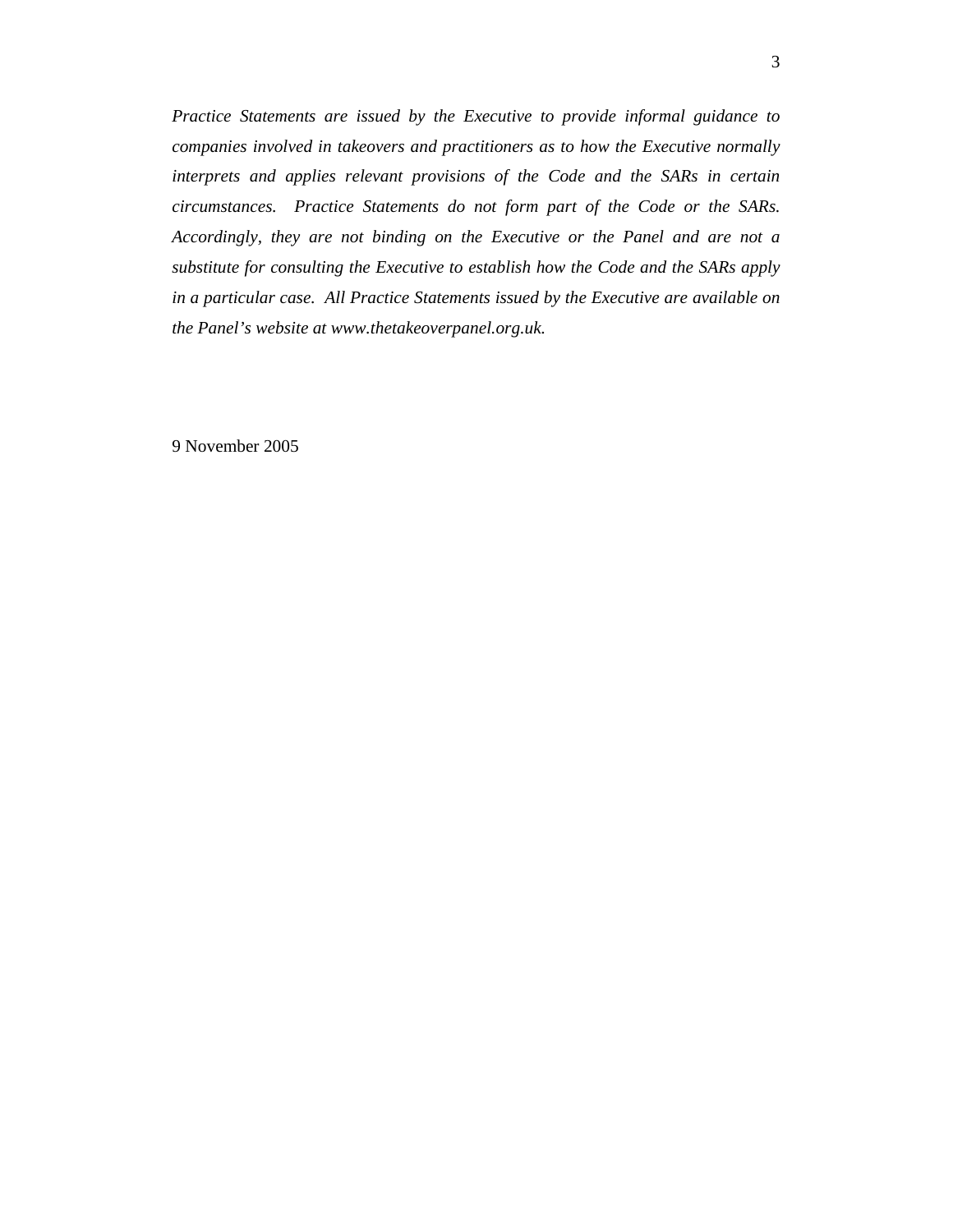*Practice Statements are issued by the Executive to provide informal guidance to companies involved in takeovers and practitioners as to how the Executive normally interprets and applies relevant provisions of the Code and the SARs in certain circumstances. Practice Statements do not form part of the Code or the SARs. Accordingly, they are not binding on the Executive or the Panel and are not a substitute for consulting the Executive to establish how the Code and the SARs apply in a particular case. All Practice Statements issued by the Executive are available on the Panel's website at www.thetakeoverpanel.org.uk.*

9 November 2005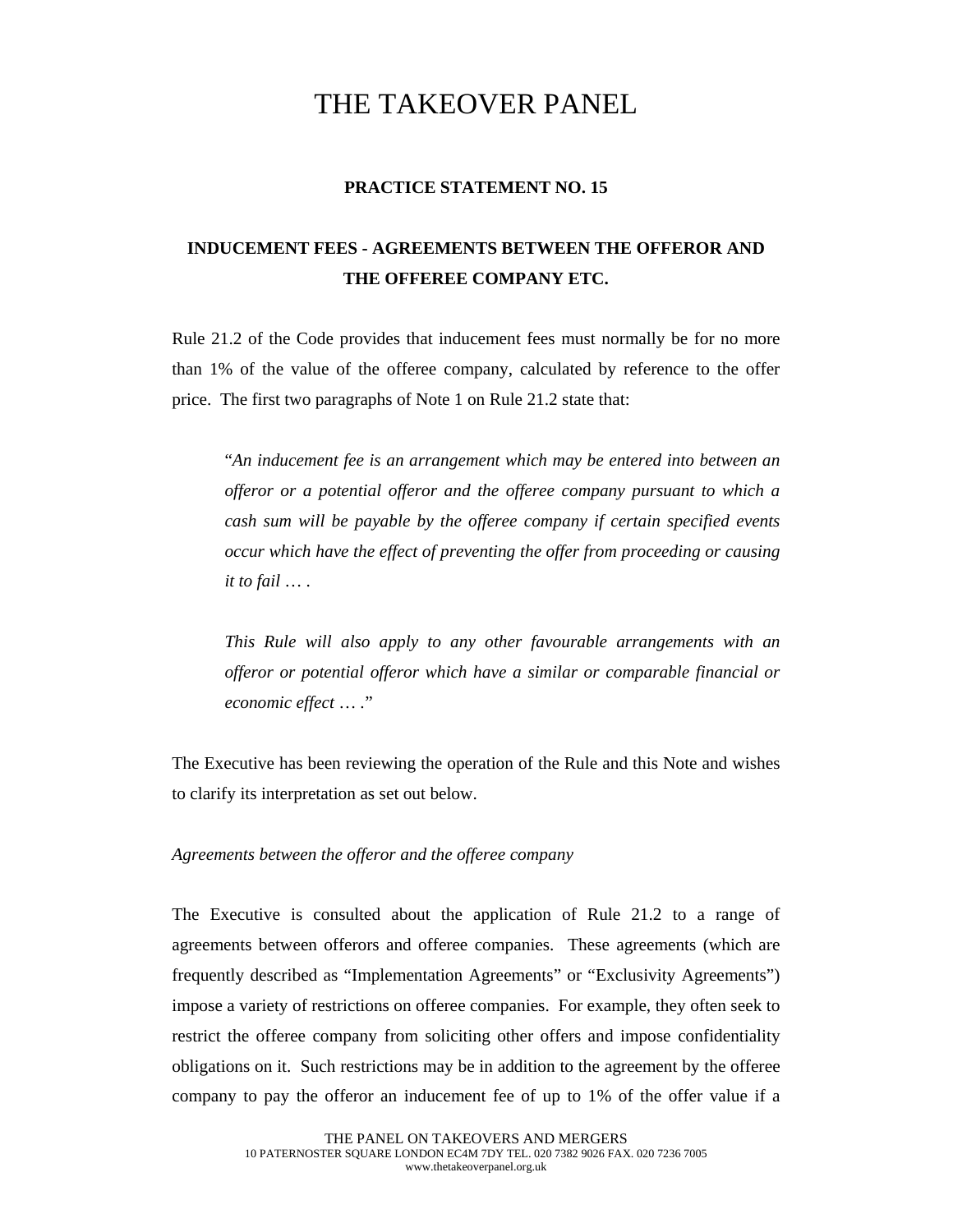# THE TAKEOVER PANEL

**PRACTICE STATEMENT NO. 15**

**INDUCEMENT FEES - AGREEMENTS BETWEEN THE OFFEROR AND THE OFFEREE COMPANY ETC.**

Rule 21.2 of the Code provides that inducement fees must normally be for no more than 1% of the value of the offeree company, calculated by reference to the offer price. The first two paragraphs of Note 1 on Rule 21.2 state that:

> "*An inducement fee is an arrangement which may be entered into between an offeror or a potential offeror and the offeree company pursuant to which a cash sum will be payable by the offeree company if certain specified events occur which have the effect of preventing the offer from proceeding or causing it to fail … .*
>
> *This Rule will also apply to any other favourable arrangements with an offeror or potential offeror which have a similar or comparable financial or economic effect … .*"

The Executive has been reviewing the operation of the Rule and this Note and wishes to clarify its interpretation as set out below.

*Agreements between the offeror and the offeree company*

The Executive is consulted about the application of Rule 21.2 to a range of agreements between offerors and offeree companies. These agreements (which are frequently described as "Implementation Agreements" or "Exclusivity Agreements") impose a variety of restrictions on offeree companies. For example, they often seek to restrict the offeree company from soliciting other offers and impose confidentiality obligations on it. Such restrictions may be in addition to the agreement by the offeree company to pay the offeror an inducement fee of up to 1% of the offer value if a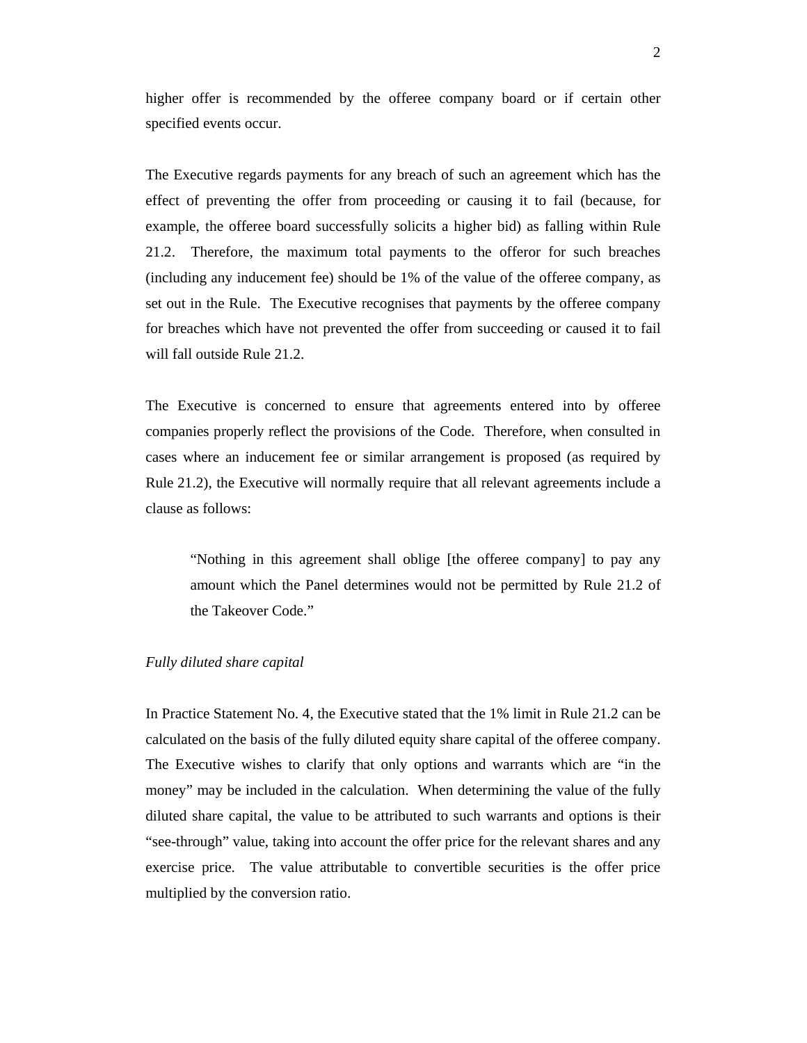higher offer is recommended by the offeree company board or if certain other specified events occur.

The Executive regards payments for any breach of such an agreement which has the effect of preventing the offer from proceeding or causing it to fail (because, for example, the offeree board successfully solicits a higher bid) as falling within Rule 21.2. Therefore, the maximum total payments to the offeror for such breaches (including any inducement fee) should be 1% of the value of the offeree company, as set out in the Rule. The Executive recognises that payments by the offeree company for breaches which have not prevented the offer from succeeding or caused it to fail will fall outside Rule 21.2.

The Executive is concerned to ensure that agreements entered into by offeree companies properly reflect the provisions of the Code. Therefore, when consulted in cases where an inducement fee or similar arrangement is proposed (as required by Rule 21.2), the Executive will normally require that all relevant agreements include a clause as follows:

> "Nothing in this agreement shall oblige [the offeree company] to pay any amount which the Panel determines would not be permitted by Rule 21.2 of the Takeover Code."

*Fully diluted share capital*

In Practice Statement No. 4, the Executive stated that the 1% limit in Rule 21.2 can be calculated on the basis of the fully diluted equity share capital of the offeree company. The Executive wishes to clarify that only options and warrants which are "in the money" may be included in the calculation. When determining the value of the fully diluted share capital, the value to be attributed to such warrants and options is their "see-through" value, taking into account the offer price for the relevant shares and any exercise price. The value attributable to convertible securities is the offer price multiplied by the conversion ratio.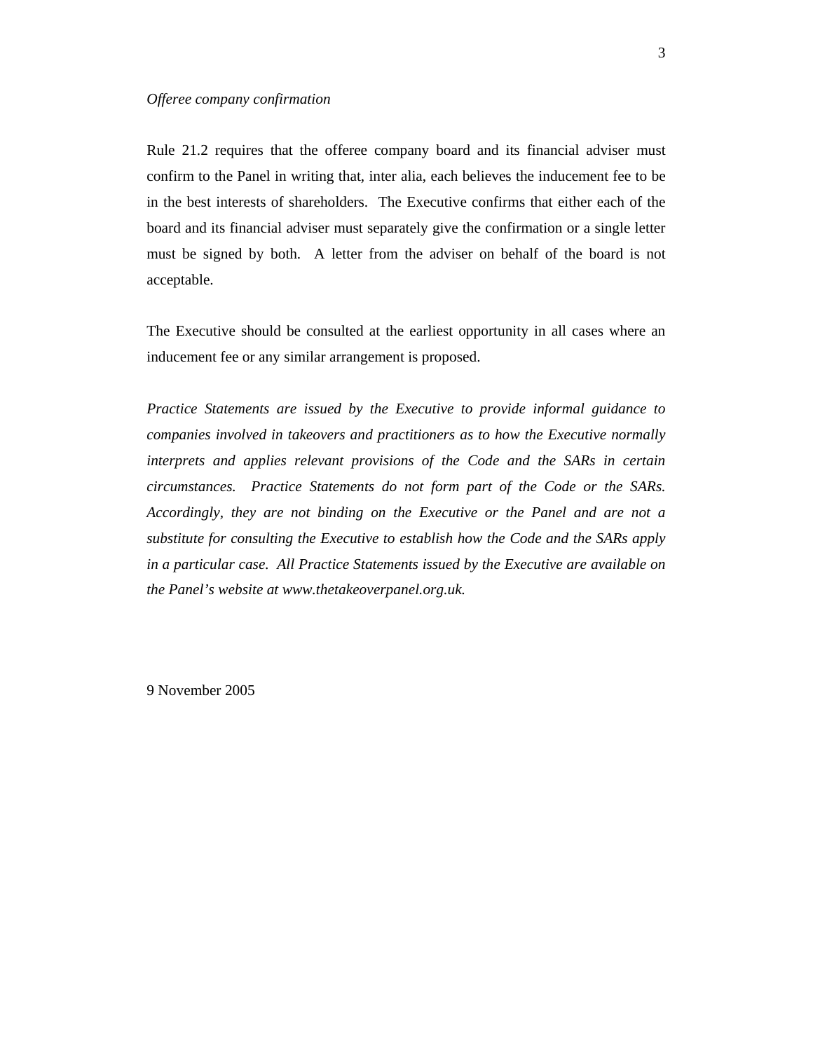*Offeree company confirmation*

Rule 21.2 requires that the offeree company board and its financial adviser must confirm to the Panel in writing that, inter alia, each believes the inducement fee to be in the best interests of shareholders. The Executive confirms that either each of the board and its financial adviser must separately give the confirmation or a single letter must be signed by both. A letter from the adviser on behalf of the board is not acceptable.

The Executive should be consulted at the earliest opportunity in all cases where an inducement fee or any similar arrangement is proposed.

*Practice Statements are issued by the Executive to provide informal guidance to companies involved in takeovers and practitioners as to how the Executive normally interprets and applies relevant provisions of the Code and the SARs in certain circumstances. Practice Statements do not form part of the Code or the SARs. Accordingly, they are not binding on the Executive or the Panel and are not a substitute for consulting the Executive to establish how the Code and the SARs apply in a particular case. All Practice Statements issued by the Executive are available on the Panel's website at www.thetakeoverpanel.org.uk.*

9 November 2005